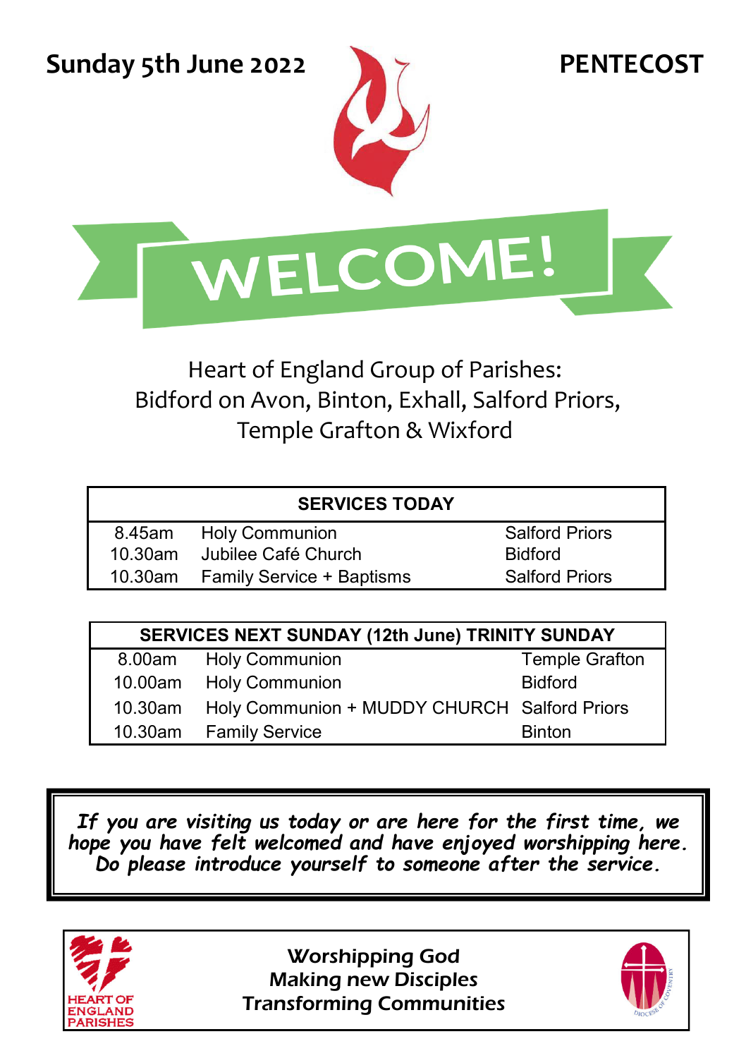**Sunday 5th June 2022** **PENTECOST**

# WELCOME!

Heart of England Group of Parishes:
Bidford on Avon, Binton, Exhall, Salford Priors, Temple Grafton & Wixford

| SERVICES TODAY | | |
|---|---|---|
| 8.45am | Holy Communion | Salford Priors |
| 10.30am | Jubilee Café Church | Bidford |
| 10.30am | Family Service + Baptisms | Salford Priors |

| SERVICES NEXT SUNDAY (12th June) TRINITY SUNDAY | | |
|---|---|---|
| 8.00am | Holy Communion | Temple Grafton |
| 10.00am | Holy Communion | Bidford |
| 10.30am | Holy Communion + MUDDY CHURCH | Salford Priors |
| 10.30am | Family Service | Binton |

*If you are visiting us today or are here for the first time, we hope you have felt welcomed and have enjoyed worshipping here. Do please introduce yourself to someone after the service.*

HEART OF ENGLAND PARISHES

Worshipping God
Making new Disciples
Transforming Communities

DIOCESE OF COVENTRY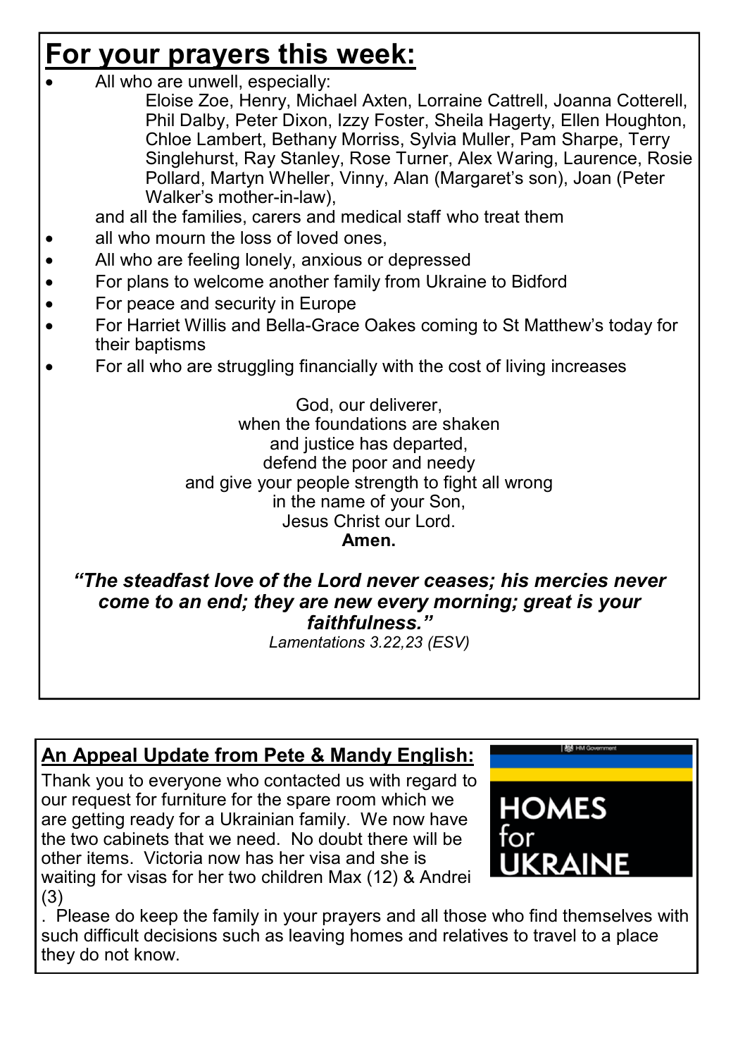# For your prayers this week:

- All who are unwell, especially:
  
  Eloise Zoe, Henry, Michael Axten, Lorraine Cattrell, Joanna Cotterell, Phil Dalby, Peter Dixon, Izzy Foster, Sheila Hagerty, Ellen Houghton, Chloe Lambert, Bethany Morriss, Sylvia Muller, Pam Sharpe, Terry Singlehurst, Ray Stanley, Rose Turner, Alex Waring, Laurence, Rosie Pollard, Martyn Wheller, Vinny, Alan (Margaret's son), Joan (Peter Walker's mother-in-law),
  
  and all the families, carers and medical staff who treat them
- all who mourn the loss of loved ones,
- All who are feeling lonely, anxious or depressed
- For plans to welcome another family from Ukraine to Bidford
- For peace and security in Europe
- For Harriet Willis and Bella-Grace Oakes coming to St Matthew's today for their baptisms
- For all who are struggling financially with the cost of living increases

God, our deliverer,
when the foundations are shaken
and justice has departed,
defend the poor and needy
and give your people strength to fight all wrong
in the name of your Son,
Jesus Christ our Lord.
**Amen.**

***"The steadfast love of the Lord never ceases; his mercies never come to an end; they are new every morning; great is your faithfulness."***

*Lamentations 3.22,23 (ESV)*

## An Appeal Update from Pete & Mandy English:

HM Government

HOMES for UKRAINE

Thank you to everyone who contacted us with regard to our request for furniture for the spare room which we are getting ready for a Ukrainian family. We now have the two cabinets that we need. No doubt there will be other items. Victoria now has her visa and she is waiting for visas for her two children Max (12) & Andrei (3)

. Please do keep the family in your prayers and all those who find themselves with such difficult decisions such as leaving homes and relatives to travel to a place they do not know.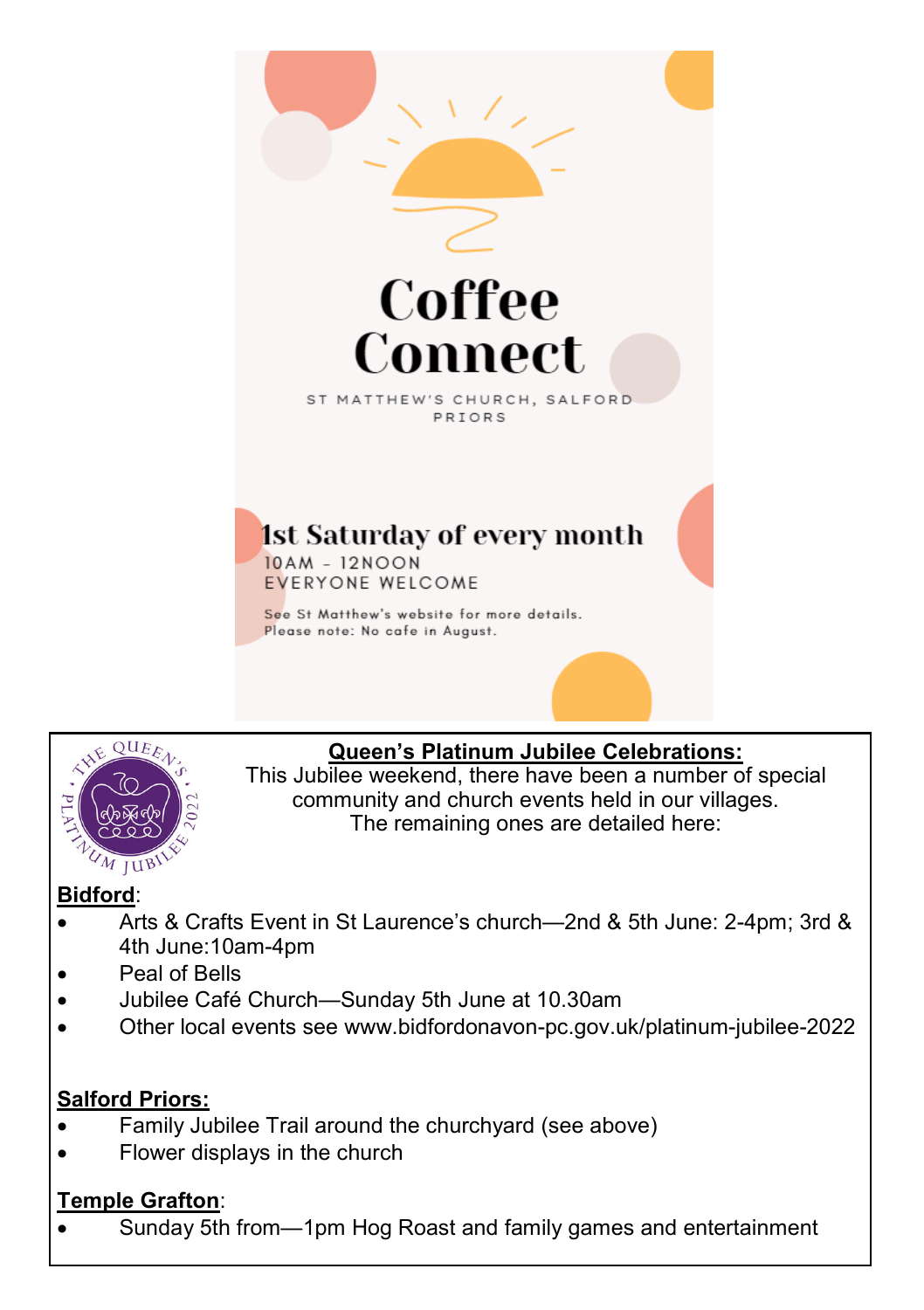# Coffee Connect

ST MATTHEW'S CHURCH, SALFORD PRIORS

**1st Saturday of every month**

10AM - 12NOON

EVERYONE WELCOME

See St Matthew's website for more details.
Please note: No cafe in August.

**Queen's Platinum Jubilee Celebrations:**

This Jubilee weekend, there have been a number of special community and church events held in our villages. The remaining ones are detailed here:

**Bidford**:

- Arts & Crafts Event in St Laurence's church—2nd & 5th June: 2-4pm; 3rd & 4th June:10am-4pm
- Peal of Bells
- Jubilee Café Church—Sunday 5th June at 10.30am
- Other local events see www.bidfordonavon-pc.gov.uk/platinum-jubilee-2022

**Salford Priors:**

- Family Jubilee Trail around the churchyard (see above)
- Flower displays in the church

**Temple Grafton**:

- Sunday 5th from—1pm Hog Roast and family games and entertainment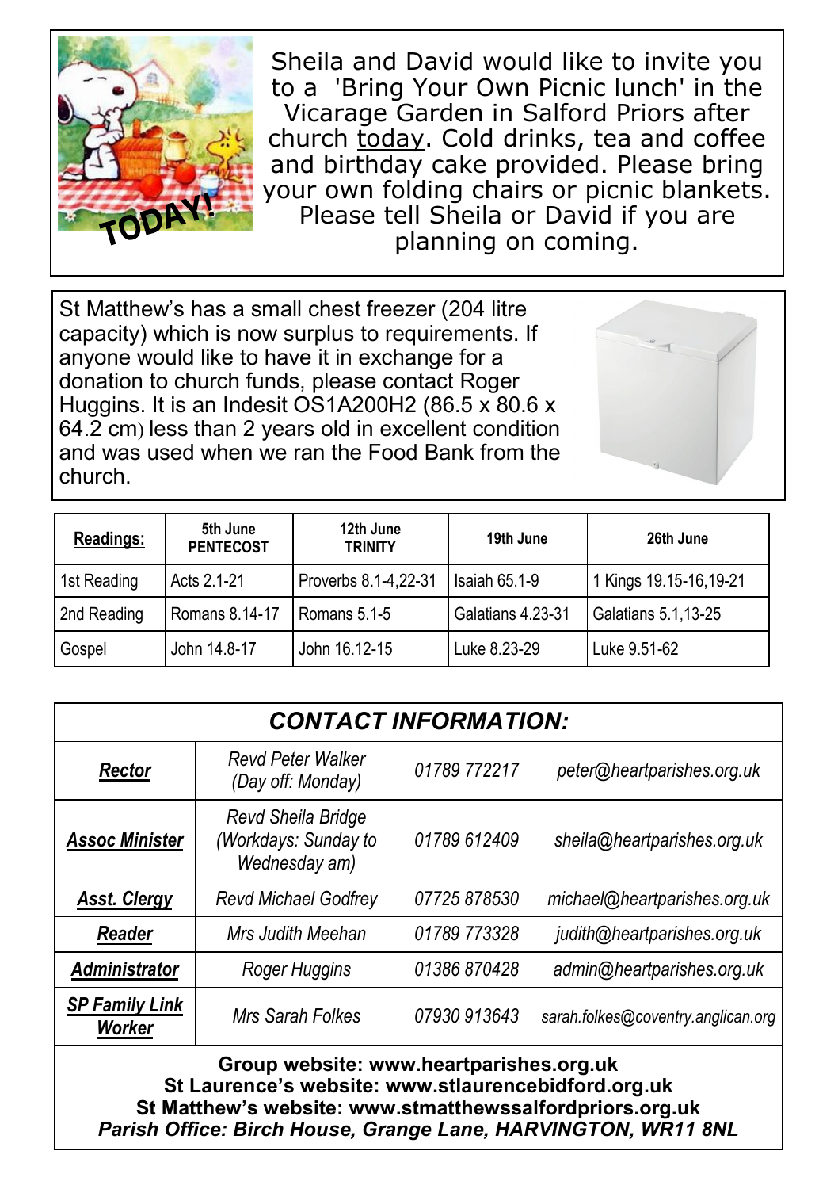Sheila and David would like to invite you to a 'Bring Your Own Picnic lunch' in the Vicarage Garden in Salford Priors after church today. Cold drinks, tea and coffee and birthday cake provided. Please bring your own folding chairs or picnic blankets. Please tell Sheila or David if you are planning on coming.

St Matthew's has a small chest freezer (204 litre capacity) which is now surplus to requirements. If anyone would like to have it in exchange for a donation to church funds, please contact Roger Huggins. It is an Indesit OS1A200H2 (86.5 x 80.6 x 64.2 cm) less than 2 years old in excellent condition and was used when we ran the Food Bank from the church.

| **Readings:** | 5th June PENTECOST | 12th June TRINITY | 19th June | 26th June |
|---|---|---|---|---|
| 1st Reading | Acts 2.1-21 | Proverbs 8.1-4,22-31 | Isaiah 65.1-9 | 1 Kings 19.15-16,19-21 |
| 2nd Reading | Romans 8.14-17 | Romans 5.1-5 | Galatians 4.23-31 | Galatians 5.1,13-25 |
| Gospel | John 14.8-17 | John 16.12-15 | Luke 8.23-29 | Luke 9.51-62 |

## *CONTACT INFORMATION:*

| | | | |
|---|---|---|---|
| ***Rector*** | *Revd Peter Walker (Day off: Monday)* | *01789 772217* | *peter@heartparishes.org.uk* |
| ***Assoc Minister*** | *Revd Sheila Bridge (Workdays: Sunday to Wednesday am)* | *01789 612409* | *sheila@heartparishes.org.uk* |
| ***Asst. Clergy*** | *Revd Michael Godfrey* | *07725 878530* | *michael@heartparishes.org.uk* |
| ***Reader*** | *Mrs Judith Meehan* | *01789 773328* | *judith@heartparishes.org.uk* |
| ***Administrator*** | *Roger Huggins* | *01386 870428* | *admin@heartparishes.org.uk* |
| ***SP Family Link Worker*** | *Mrs Sarah Folkes* | *07930 913643* | *sarah.folkes@coventry.anglican.org* |

**Group website: www.heartparishes.org.uk**
**St Laurence's website: www.stlaurencebidford.org.uk**
**St Matthew's website: www.stmatthewssalfordpriors.org.uk**
***Parish Office: Birch House, Grange Lane, HARVINGTON, WR11 8NL***